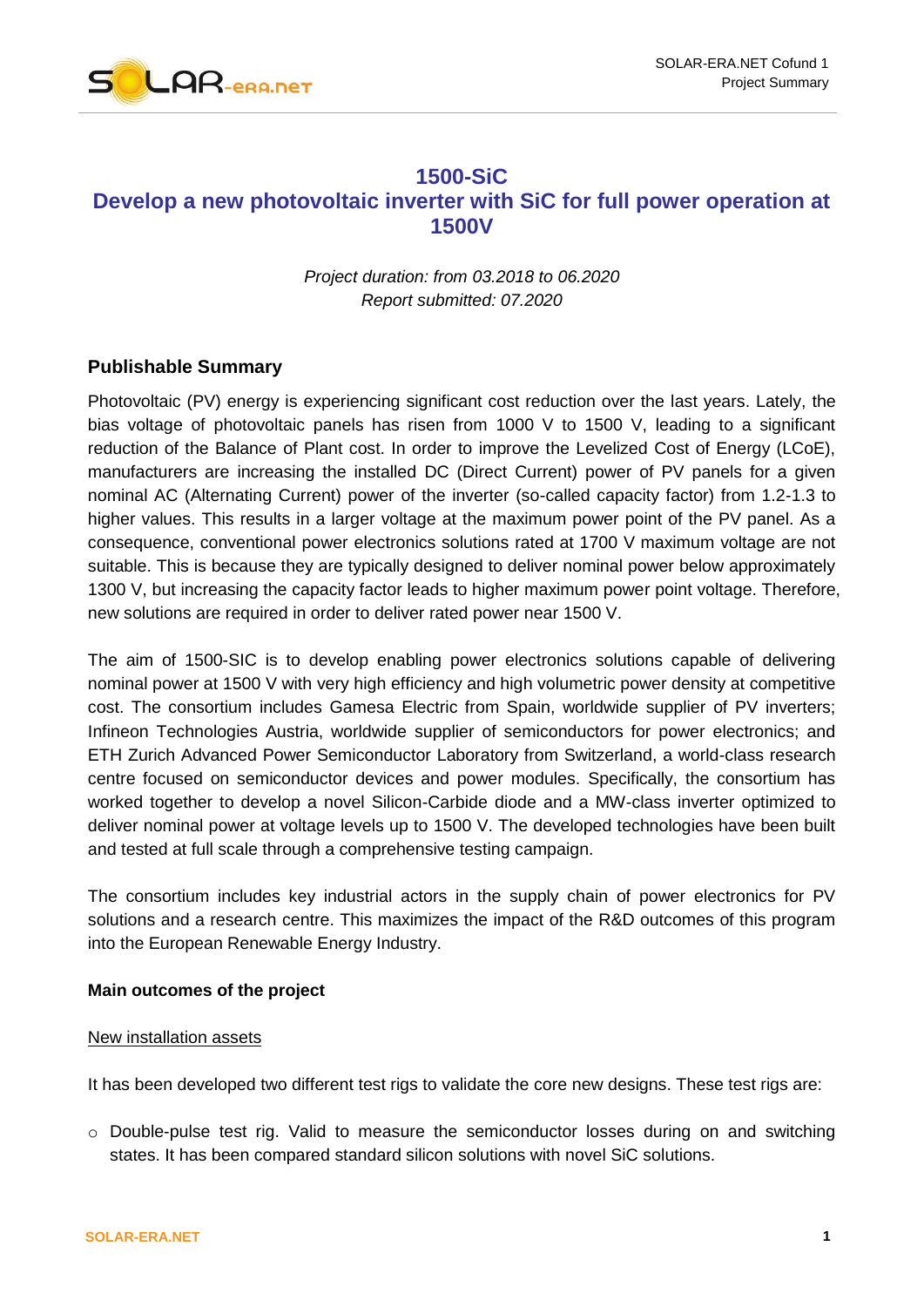# 1500-SiC

# Develop a new photovoltaic inverter with SiC for full power operation at 1500V

*Project duration: from 03.2018 to 06.2020*
*Report submitted: 07.2020*

## Publishable Summary

Photovoltaic (PV) energy is experiencing significant cost reduction over the last years. Lately, the bias voltage of photovoltaic panels has risen from 1000 V to 1500 V, leading to a significant reduction of the Balance of Plant cost. In order to improve the Levelized Cost of Energy (LCoE), manufacturers are increasing the installed DC (Direct Current) power of PV panels for a given nominal AC (Alternating Current) power of the inverter (so-called capacity factor) from 1.2-1.3 to higher values. This results in a larger voltage at the maximum power point of the PV panel. As a consequence, conventional power electronics solutions rated at 1700 V maximum voltage are not suitable. This is because they are typically designed to deliver nominal power below approximately 1300 V, but increasing the capacity factor leads to higher maximum power point voltage. Therefore, new solutions are required in order to deliver rated power near 1500 V.

The aim of 1500-SIC is to develop enabling power electronics solutions capable of delivering nominal power at 1500 V with very high efficiency and high volumetric power density at competitive cost. The consortium includes Gamesa Electric from Spain, worldwide supplier of PV inverters; Infineon Technologies Austria, worldwide supplier of semiconductors for power electronics; and ETH Zurich Advanced Power Semiconductor Laboratory from Switzerland, a world-class research centre focused on semiconductor devices and power modules. Specifically, the consortium has worked together to develop a novel Silicon-Carbide diode and a MW-class inverter optimized to deliver nominal power at voltage levels up to 1500 V. The developed technologies have been built and tested at full scale through a comprehensive testing campaign.

The consortium includes key industrial actors in the supply chain of power electronics for PV solutions and a research centre. This maximizes the impact of the R&D outcomes of this program into the European Renewable Energy Industry.

### Main outcomes of the project

<u>New installation assets</u>

It has been developed two different test rigs to validate the core new designs. These test rigs are:

- Double-pulse test rig. Valid to measure the semiconductor losses during on and switching states. It has been compared standard silicon solutions with novel SiC solutions.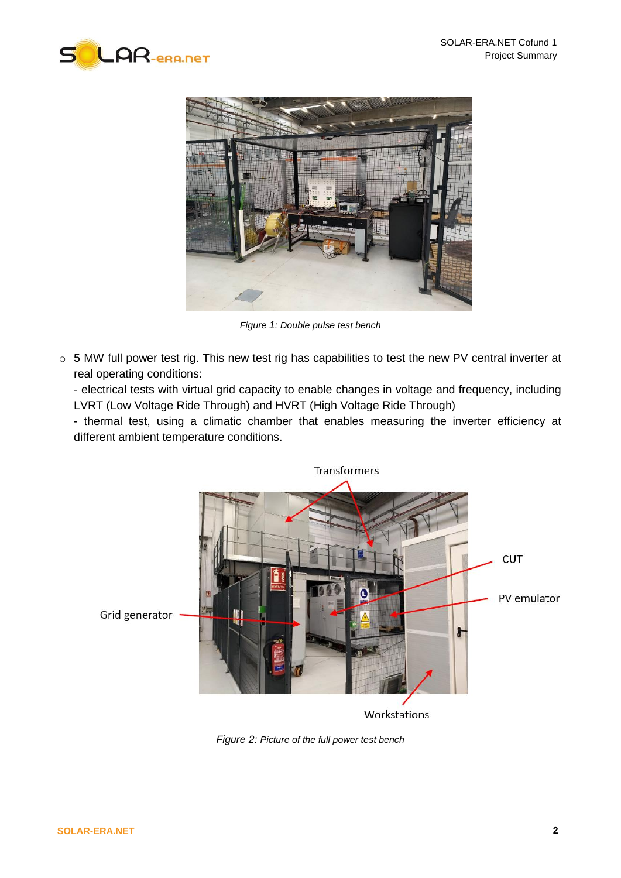*Figure 1: Double pulse test bench*

- 5 MW full power test rig. This new test rig has capabilities to test the new PV central inverter at real operating conditions:
  - electrical tests with virtual grid capacity to enable changes in voltage and frequency, including LVRT (Low Voltage Ride Through) and HVRT (High Voltage Ride Through)
  - thermal test, using a climatic chamber that enables measuring the inverter efficiency at different ambient temperature conditions.

*Figure 2: Picture of the full power test bench*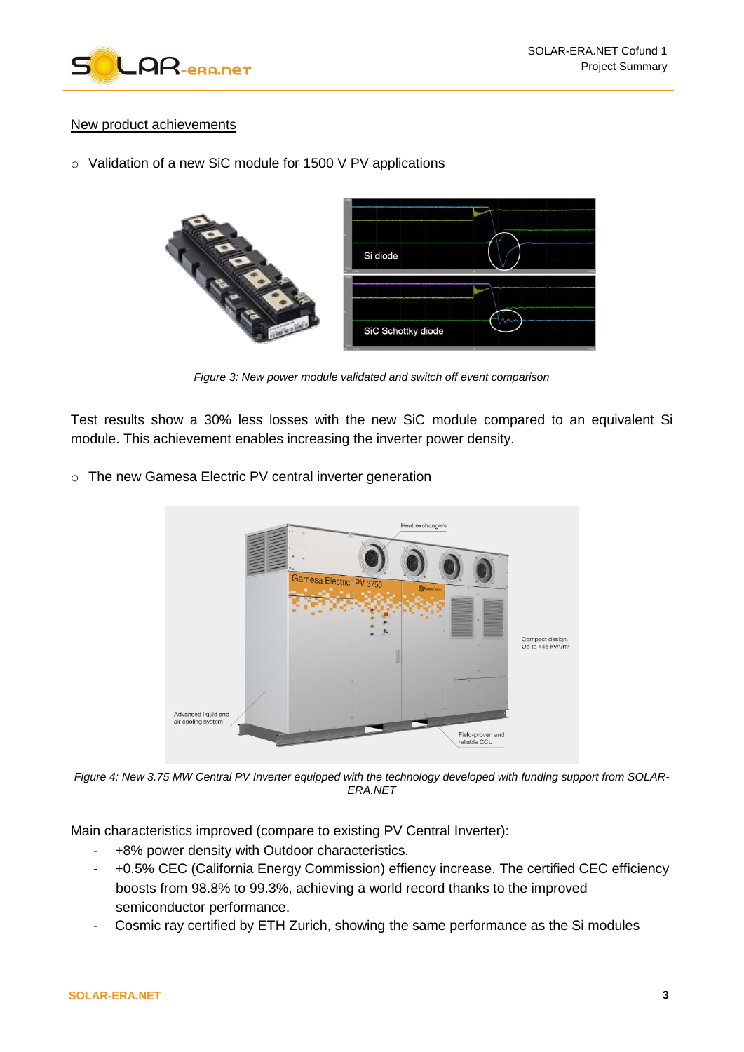New product achievements

- Validation of a new SiC module for 1500 V PV applications

*Figure 3: New power module validated and switch off event comparison*

Test results show a 30% less losses with the new SiC module compared to an equivalent Si module. This achievement enables increasing the inverter power density.

- The new Gamesa Electric PV central inverter generation

*Figure 4: New 3.75 MW Central PV Inverter equipped with the technology developed with funding support from SOLAR-ERA.NET*

Main characteristics improved (compare to existing PV Central Inverter):

- +8% power density with Outdoor characteristics.
- +0.5% CEC (California Energy Commission) effiency increase. The certified CEC efficiency boosts from 98.8% to 99.3%, achieving a world record thanks to the improved semiconductor performance.
- Cosmic ray certified by ETH Zurich, showing the same performance as the Si modules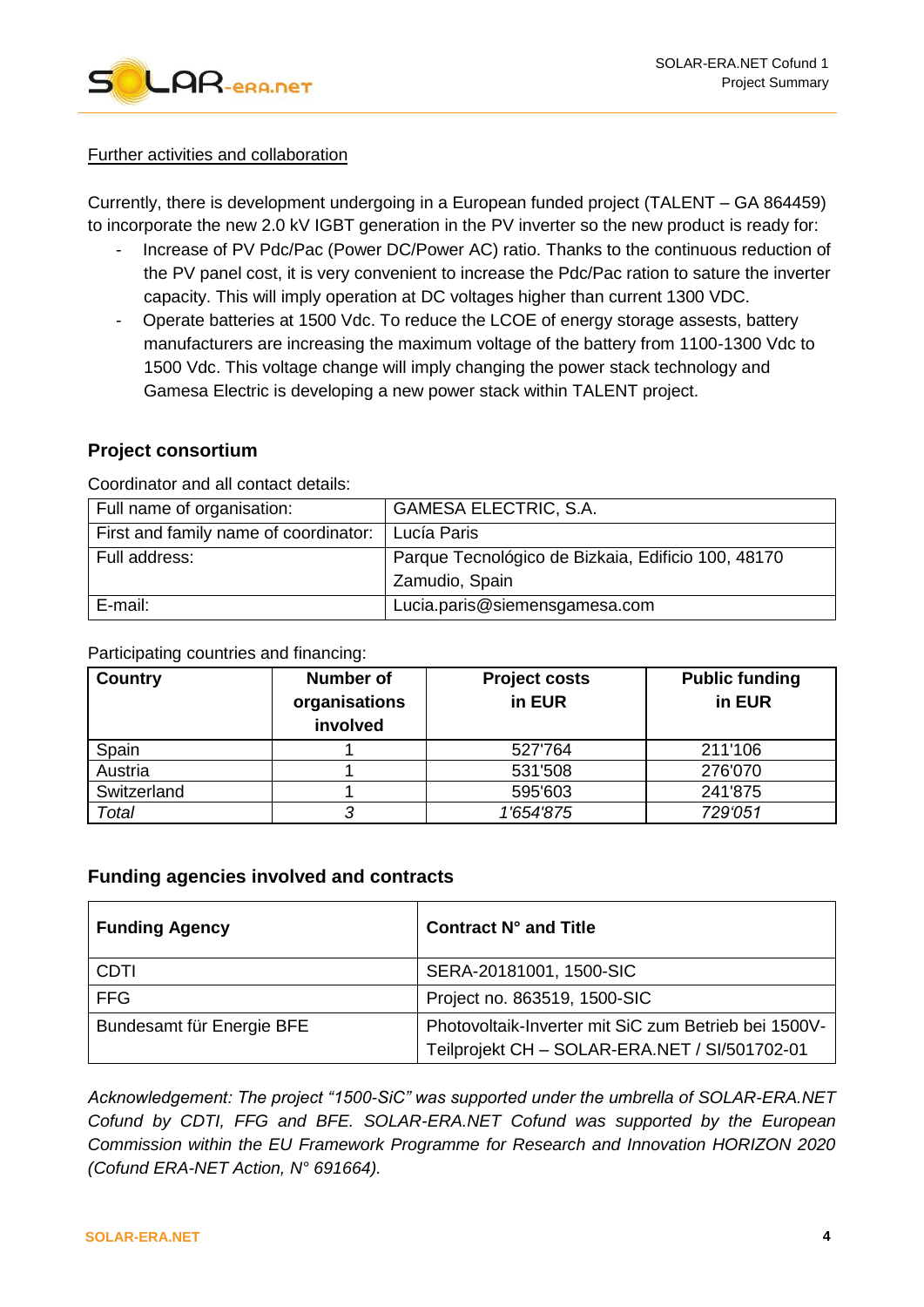Further activities and collaboration

Currently, there is development undergoing in a European funded project (TALENT – GA 864459) to incorporate the new 2.0 kV IGBT generation in the PV inverter so the new product is ready for:

- Increase of PV Pdc/Pac (Power DC/Power AC) ratio. Thanks to the continuous reduction of the PV panel cost, it is very convenient to increase the Pdc/Pac ration to sature the inverter capacity. This will imply operation at DC voltages higher than current 1300 VDC.
- Operate batteries at 1500 Vdc. To reduce the LCOE of energy storage assests, battery manufacturers are increasing the maximum voltage of the battery from 1100-1300 Vdc to 1500 Vdc. This voltage change will imply changing the power stack technology and Gamesa Electric is developing a new power stack within TALENT project.

## Project consortium

Coordinator and all contact details:

| | |
|---|---|
| Full name of organisation: | GAMESA ELECTRIC, S.A. |
| First and family name of coordinator: | Lucía Paris |
| Full address: | Parque Tecnológico de Bizkaia, Edificio 100, 48170 Zamudio, Spain |
| E-mail: | Lucia.paris@siemensgamesa.com |

Participating countries and financing:

| Country | Number of organisations involved | Project costs in EUR | Public funding in EUR |
|---|---|---|---|
| Spain | 1 | 527'764 | 211'106 |
| Austria | 1 | 531'508 | 276'070 |
| Switzerland | 1 | 595'603 | 241'875 |
| *Total* | *3* | *1'654'875* | *729'051* |

## Funding agencies involved and contracts

| Funding Agency | Contract N° and Title |
|---|---|
| CDTI | SERA-20181001, 1500-SIC |
| FFG | Project no. 863519, 1500-SIC |
| Bundesamt für Energie BFE | Photovoltaik-Inverter mit SiC zum Betrieb bei 1500V-Teilprojekt CH – SOLAR-ERA.NET / SI/501702-01 |

*Acknowledgement: The project "1500-SiC" was supported under the umbrella of SOLAR-ERA.NET Cofund by CDTI, FFG and BFE. SOLAR-ERA.NET Cofund was supported by the European Commission within the EU Framework Programme for Research and Innovation HORIZON 2020 (Cofund ERA-NET Action, N° 691664).*